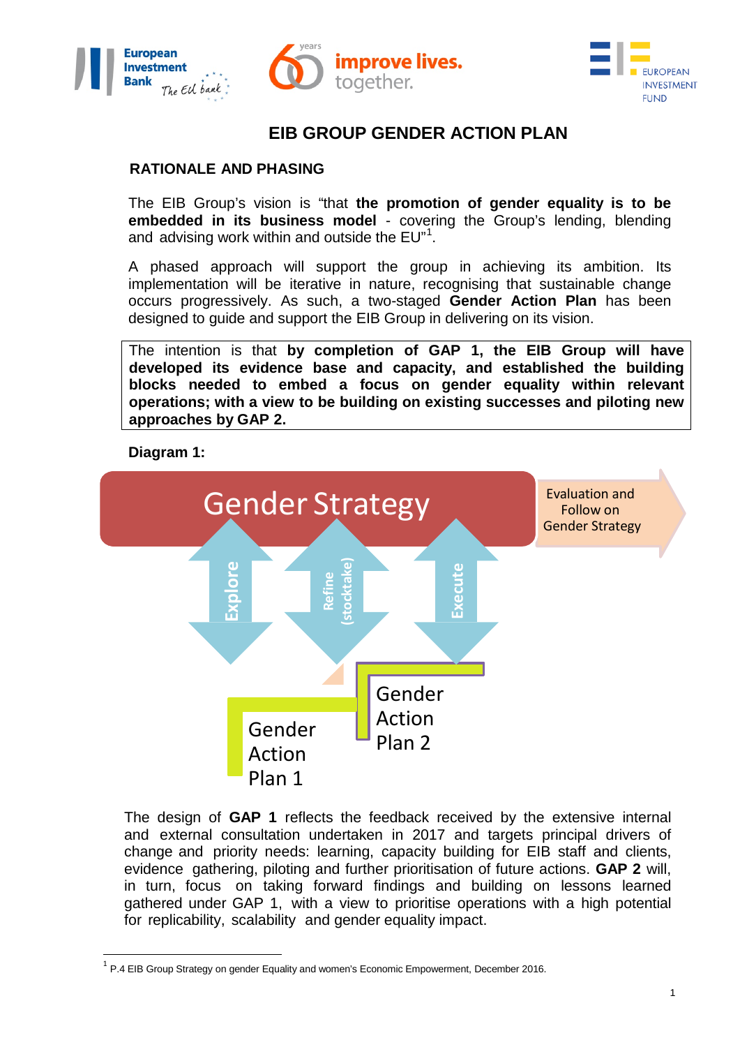European Investment Bank The EU bank

60 years improve lives. together.

EUROPEAN INVESTMENT FUND

# EIB GROUP GENDER ACTION PLAN

## RATIONALE AND PHASING

The EIB Group's vision is "that **the promotion of gender equality is to be embedded in its business model** - covering the Group's lending, blending and advising work within and outside the EU"[1].

A phased approach will support the group in achieving its ambition. Its implementation will be iterative in nature, recognising that sustainable change occurs progressively. As such, a two-staged **Gender Action Plan** has been designed to guide and support the EIB Group in delivering on its vision.

> The intention is that **by completion of GAP 1, the EIB Group will have developed its evidence base and capacity, and established the building blocks needed to embed a focus on gender equality within relevant operations; with a view to be building on existing successes and piloting new approaches by GAP 2.**

**Diagram 1:**

Gender Strategy

Evaluation and Follow on Gender Strategy

Explore

Refine (stocktake)

Execute

Gender Action Plan 2

Gender Action Plan 1

The design of **GAP 1** reflects the feedback received by the extensive internal and external consultation undertaken in 2017 and targets principal drivers of change and priority needs: learning, capacity building for EIB staff and clients, evidence gathering, piloting and further prioritisation of future actions. **GAP 2** will, in turn, focus on taking forward findings and building on lessons learned gathered under GAP 1, with a view to prioritise operations with a high potential for replicability, scalability and gender equality impact.

[1] P.4 EIB Group Strategy on gender Equality and women's Economic Empowerment, December 2016.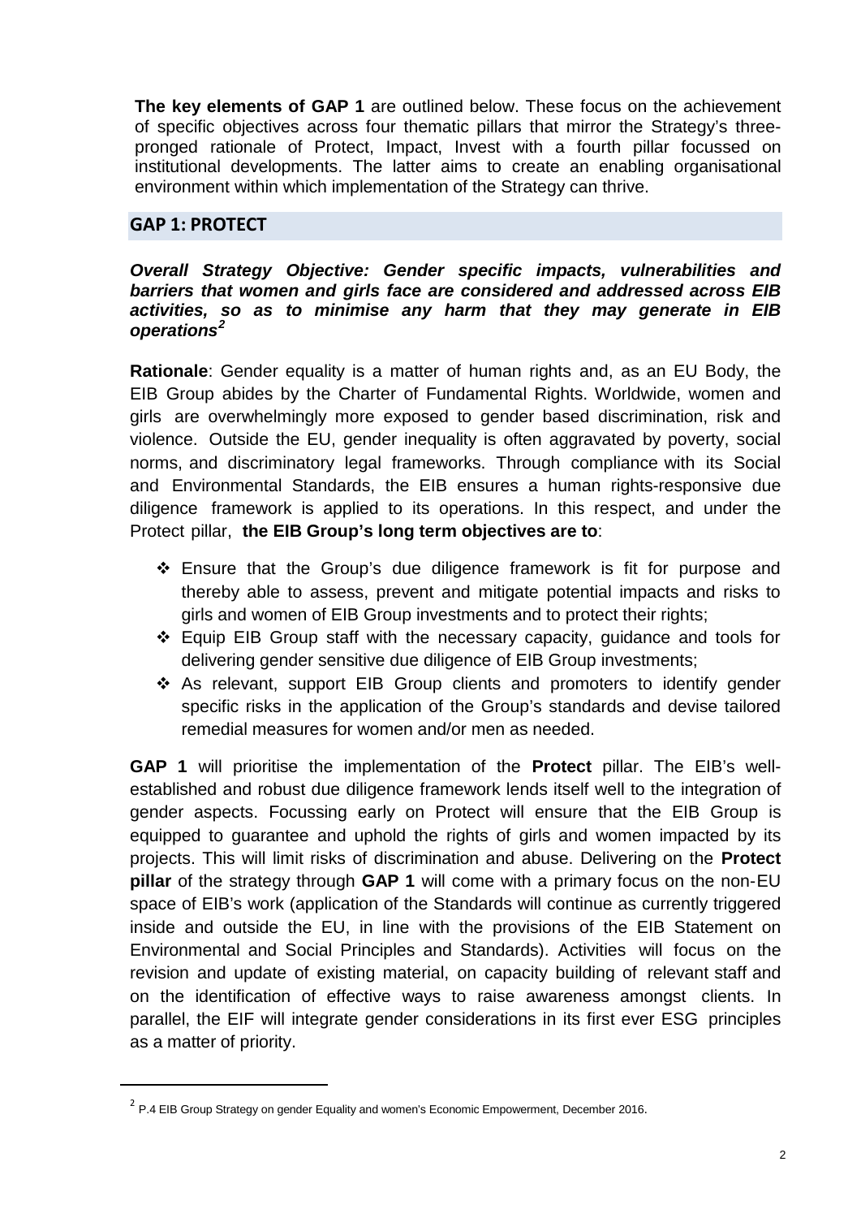**The key elements of GAP 1** are outlined below. These focus on the achievement of specific objectives across four thematic pillars that mirror the Strategy's three-pronged rationale of Protect, Impact, Invest with a fourth pillar focussed on institutional developments. The latter aims to create an enabling organisational environment within which implementation of the Strategy can thrive.

## GAP 1: PROTECT

***Overall Strategy Objective: Gender specific impacts, vulnerabilities and barriers that women and girls face are considered and addressed across EIB activities, so as to minimise any harm that they may generate in EIB operations***[2]

**Rationale**: Gender equality is a matter of human rights and, as an EU Body, the EIB Group abides by the Charter of Fundamental Rights. Worldwide, women and girls are overwhelmingly more exposed to gender based discrimination, risk and violence. Outside the EU, gender inequality is often aggravated by poverty, social norms, and discriminatory legal frameworks. Through compliance with its Social and Environmental Standards, the EIB ensures a human rights-responsive due diligence framework is applied to its operations. In this respect, and under the Protect pillar, **the EIB Group's long term objectives are to**:

- ❖ Ensure that the Group's due diligence framework is fit for purpose and thereby able to assess, prevent and mitigate potential impacts and risks to girls and women of EIB Group investments and to protect their rights;
- ❖ Equip EIB Group staff with the necessary capacity, guidance and tools for delivering gender sensitive due diligence of EIB Group investments;
- ❖ As relevant, support EIB Group clients and promoters to identify gender specific risks in the application of the Group's standards and devise tailored remedial measures for women and/or men as needed.

**GAP 1** will prioritise the implementation of the **Protect** pillar. The EIB's well-established and robust due diligence framework lends itself well to the integration of gender aspects. Focussing early on Protect will ensure that the EIB Group is equipped to guarantee and uphold the rights of girls and women impacted by its projects. This will limit risks of discrimination and abuse. Delivering on the **Protect pillar** of the strategy through **GAP 1** will come with a primary focus on the non-EU space of EIB's work (application of the Standards will continue as currently triggered inside and outside the EU, in line with the provisions of the EIB Statement on Environmental and Social Principles and Standards). Activities will focus on the revision and update of existing material, on capacity building of relevant staff and on the identification of effective ways to raise awareness amongst clients. In parallel, the EIF will integrate gender considerations in its first ever ESG principles as a matter of priority.

[2] P.4 EIB Group Strategy on gender Equality and women's Economic Empowerment, December 2016.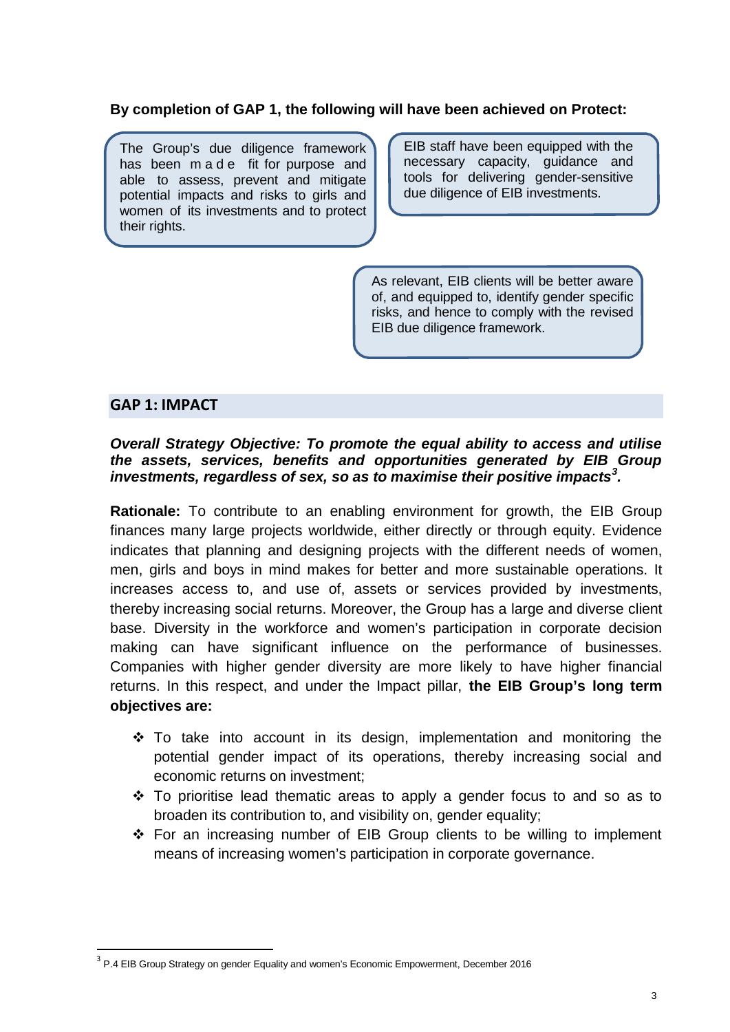**By completion of GAP 1, the following will have been achieved on Protect:**

The Group's due diligence framework has been made fit for purpose and able to assess, prevent and mitigate potential impacts and risks to girls and women of its investments and to protect their rights.

EIB staff have been equipped with the necessary capacity, guidance and tools for delivering gender-sensitive due diligence of EIB investments.

As relevant, EIB clients will be better aware of, and equipped to, identify gender specific risks, and hence to comply with the revised EIB due diligence framework.

## GAP 1: IMPACT

***Overall Strategy Objective: To promote the equal ability to access and utilise the assets, services, benefits and opportunities generated by EIB Group investments, regardless of sex, so as to maximise their positive impacts[3].***

**Rationale:** To contribute to an enabling environment for growth, the EIB Group finances many large projects worldwide, either directly or through equity. Evidence indicates that planning and designing projects with the different needs of women, men, girls and boys in mind makes for better and more sustainable operations. It increases access to, and use of, assets or services provided by investments, thereby increasing social returns. Moreover, the Group has a large and diverse client base. Diversity in the workforce and women's participation in corporate decision making can have significant influence on the performance of businesses. Companies with higher gender diversity are more likely to have higher financial returns. In this respect, and under the Impact pillar, **the EIB Group's long term objectives are:**

- To take into account in its design, implementation and monitoring the potential gender impact of its operations, thereby increasing social and economic returns on investment;
- To prioritise lead thematic areas to apply a gender focus to and so as to broaden its contribution to, and visibility on, gender equality;
- For an increasing number of EIB Group clients to be willing to implement means of increasing women's participation in corporate governance.

---

[3] P.4 EIB Group Strategy on gender Equality and women's Economic Empowerment, December 2016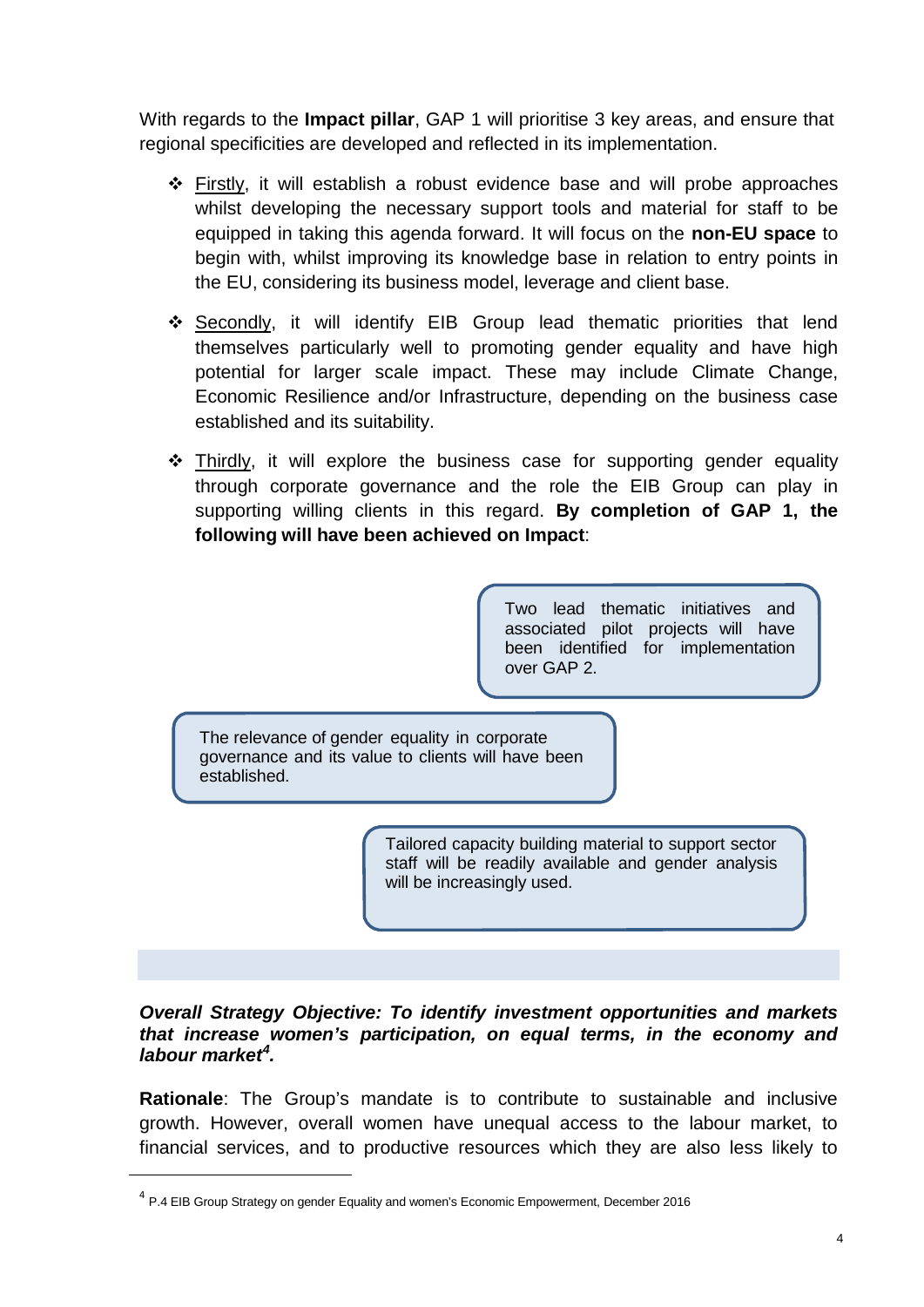With regards to the **Impact pillar**, GAP 1 will prioritise 3 key areas, and ensure that regional specificities are developed and reflected in its implementation.

- Firstly, it will establish a robust evidence base and will probe approaches whilst developing the necessary support tools and material for staff to be equipped in taking this agenda forward. It will focus on the **non-EU space** to begin with, whilst improving its knowledge base in relation to entry points in the EU, considering its business model, leverage and client base.

- Secondly, it will identify EIB Group lead thematic priorities that lend themselves particularly well to promoting gender equality and have high potential for larger scale impact. These may include Climate Change, Economic Resilience and/or Infrastructure, depending on the business case established and its suitability.

- Thirdly, it will explore the business case for supporting gender equality through corporate governance and the role the EIB Group can play in supporting willing clients in this regard. **By completion of GAP 1, the following will have been achieved on Impact**:

> Two lead thematic initiatives and associated pilot projects will have been identified for implementation over GAP 2.

> The relevance of gender equality in corporate governance and its value to clients will have been established.

> Tailored capacity building material to support sector staff will be readily available and gender analysis will be increasingly used.

***Overall Strategy Objective: To identify investment opportunities and markets that increase women's participation, on equal terms, in the economy and labour market[4].***

**Rationale**: The Group's mandate is to contribute to sustainable and inclusive growth. However, overall women have unequal access to the labour market, to financial services, and to productive resources which they are also less likely to

[4] P.4 EIB Group Strategy on gender Equality and women's Economic Empowerment, December 2016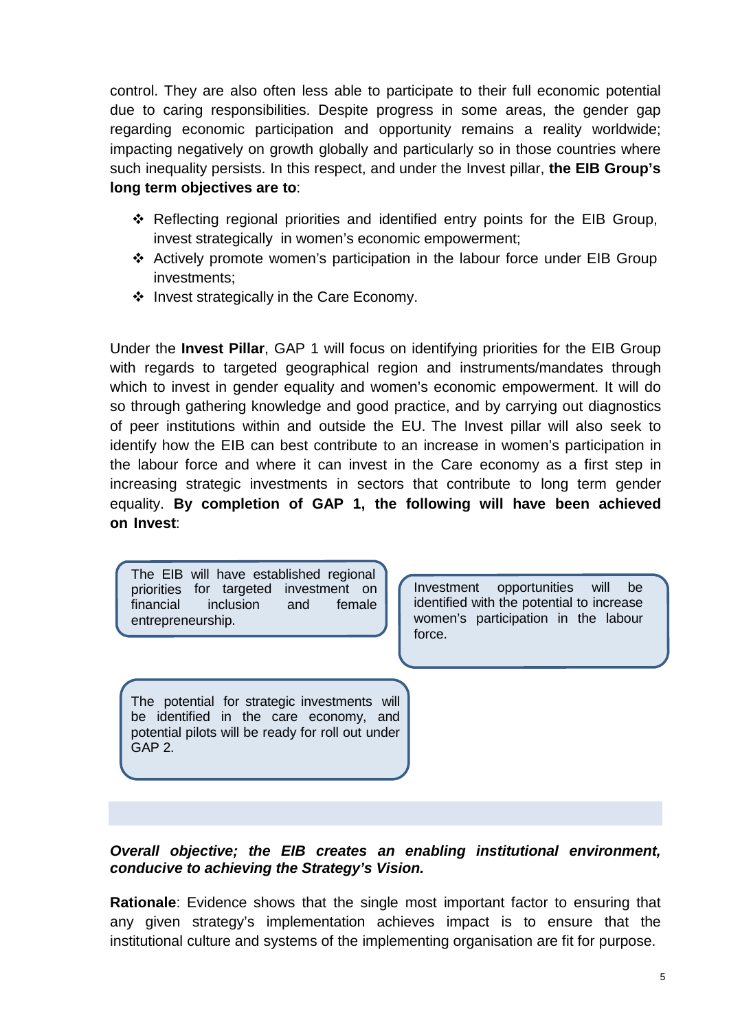control. They are also often less able to participate to their full economic potential due to caring responsibilities. Despite progress in some areas, the gender gap regarding economic participation and opportunity remains a reality worldwide; impacting negatively on growth globally and particularly so in those countries where such inequality persists. In this respect, and under the Invest pillar, **the EIB Group's long term objectives are to**:

- Reflecting regional priorities and identified entry points for the EIB Group, invest strategically in women's economic empowerment;
- Actively promote women's participation in the labour force under EIB Group investments;
- Invest strategically in the Care Economy.

Under the **Invest Pillar**, GAP 1 will focus on identifying priorities for the EIB Group with regards to targeted geographical region and instruments/mandates through which to invest in gender equality and women's economic empowerment. It will do so through gathering knowledge and good practice, and by carrying out diagnostics of peer institutions within and outside the EU. The Invest pillar will also seek to identify how the EIB can best contribute to an increase in women's participation in the labour force and where it can invest in the Care economy as a first step in increasing strategic investments in sectors that contribute to long term gender equality. **By completion of GAP 1, the following will have been achieved on Invest**:

The EIB will have established regional priorities for targeted investment on financial inclusion and female entrepreneurship.

Investment opportunities will be identified with the potential to increase women's participation in the labour force.

The potential for strategic investments will be identified in the care economy, and potential pilots will be ready for roll out under GAP 2.

***Overall objective; the EIB creates an enabling institutional environment, conducive to achieving the Strategy's Vision.***

**Rationale**: Evidence shows that the single most important factor to ensuring that any given strategy's implementation achieves impact is to ensure that the institutional culture and systems of the implementing organisation are fit for purpose.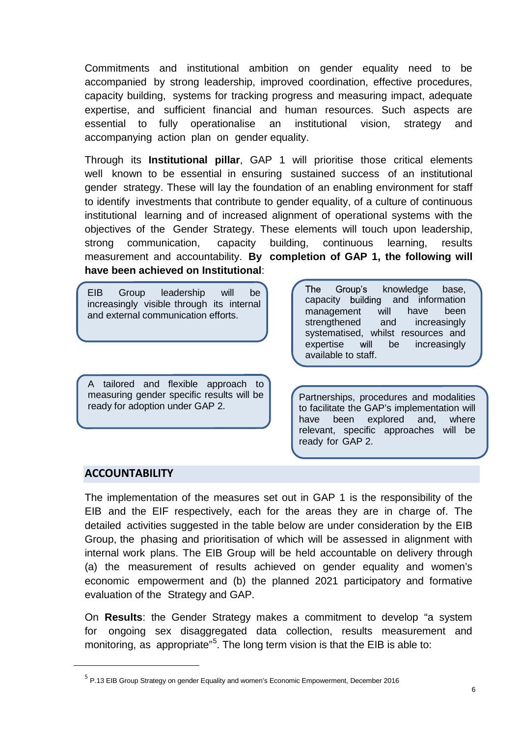Commitments and institutional ambition on gender equality need to be accompanied by strong leadership, improved coordination, effective procedures, capacity building, systems for tracking progress and measuring impact, adequate expertise, and sufficient financial and human resources. Such aspects are essential to fully operationalise an institutional vision, strategy and accompanying action plan on gender equality.

Through its **Institutional pillar**, GAP 1 will prioritise those critical elements well known to be essential in ensuring sustained success of an institutional gender strategy. These will lay the foundation of an enabling environment for staff to identify investments that contribute to gender equality, of a culture of continuous institutional learning and of increased alignment of operational systems with the objectives of the Gender Strategy. These elements will touch upon leadership, strong communication, capacity building, continuous learning, results measurement and accountability. **By completion of GAP 1, the following will have been achieved on Institutional**:

- EIB Group leadership will be increasingly visible through its internal and external communication efforts.
- The Group's knowledge base, capacity building and information management will have been strengthened and increasingly systematised, whilst resources and expertise will be increasingly available to staff.
- A tailored and flexible approach to measuring gender specific results will be ready for adoption under GAP 2.
- Partnerships, procedures and modalities to facilitate the GAP's implementation will have been explored and, where relevant, specific approaches will be ready for GAP 2.

## ACCOUNTABILITY

The implementation of the measures set out in GAP 1 is the responsibility of the EIB and the EIF respectively, each for the areas they are in charge of. The detailed activities suggested in the table below are under consideration by the EIB Group, the phasing and prioritisation of which will be assessed in alignment with internal work plans. The EIB Group will be held accountable on delivery through (a) the measurement of results achieved on gender equality and women's economic empowerment and (b) the planned 2021 participatory and formative evaluation of the Strategy and GAP.

On **Results**: the Gender Strategy makes a commitment to develop "a system for ongoing sex disaggregated data collection, results measurement and monitoring, as appropriate"[5]. The long term vision is that the EIB is able to:

[5] P.13 EIB Group Strategy on gender Equality and women's Economic Empowerment, December 2016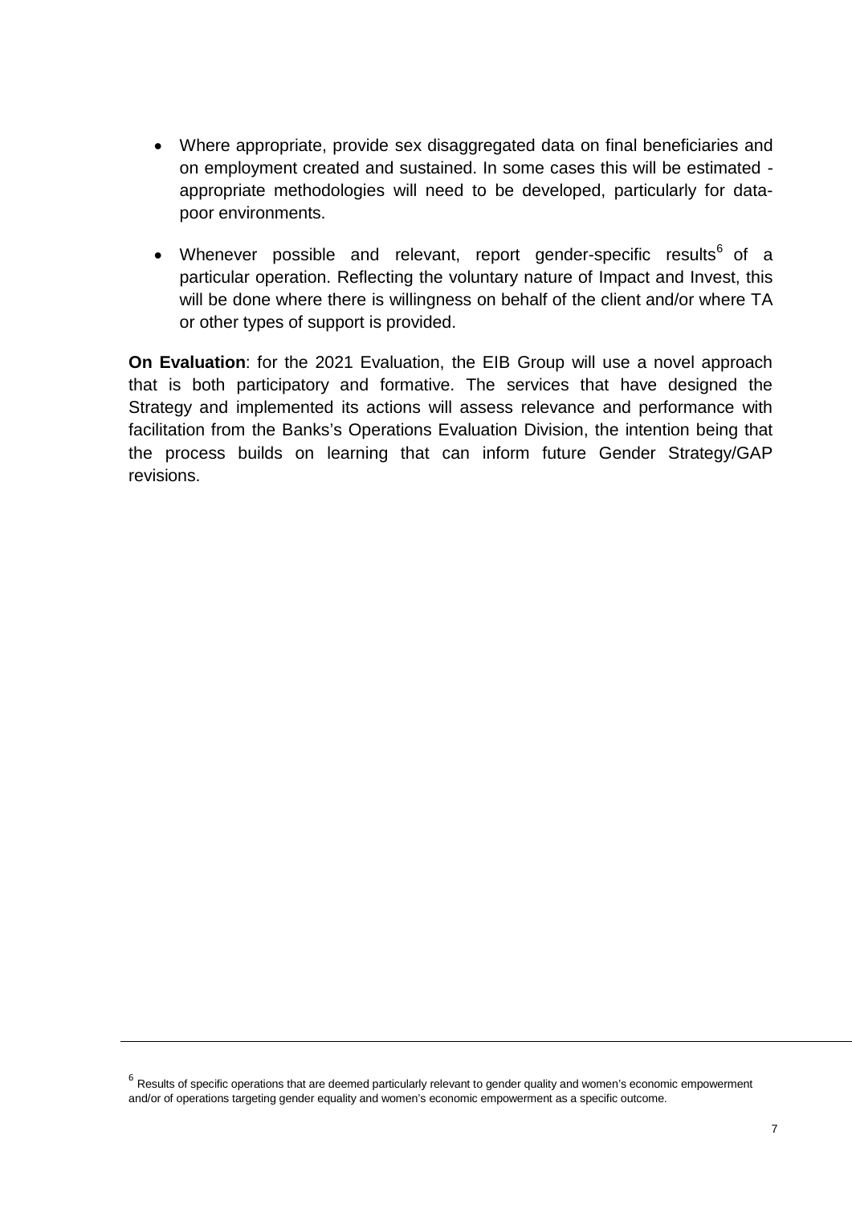- Where appropriate, provide sex disaggregated data on final beneficiaries and on employment created and sustained. In some cases this will be estimated - appropriate methodologies will need to be developed, particularly for data-poor environments.
- Whenever possible and relevant, report gender-specific results[6] of a particular operation. Reflecting the voluntary nature of Impact and Invest, this will be done where there is willingness on behalf of the client and/or where TA or other types of support is provided.

**On Evaluation**: for the 2021 Evaluation, the EIB Group will use a novel approach that is both participatory and formative. The services that have designed the Strategy and implemented its actions will assess relevance and performance with facilitation from the Banks's Operations Evaluation Division, the intention being that the process builds on learning that can inform future Gender Strategy/GAP revisions.

---

[6] Results of specific operations that are deemed particularly relevant to gender quality and women's economic empowerment and/or of operations targeting gender equality and women's economic empowerment as a specific outcome.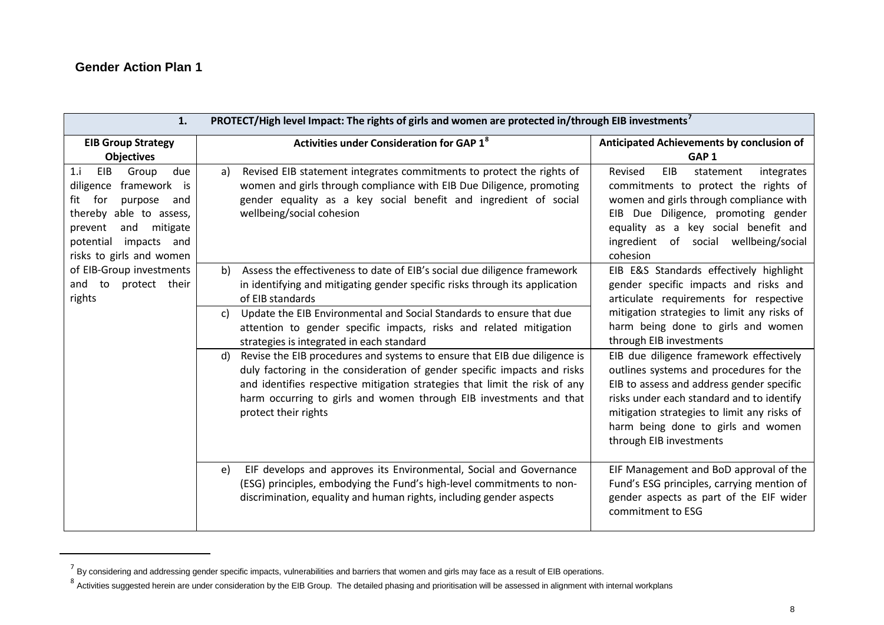## Gender Action Plan 1

| 1. PROTECT/High level Impact: The rights of girls and women are protected in/through EIB investments[7] | | |
|---|---|---|
| **EIB Group Strategy Objectives** | **Activities under Consideration for GAP 1[8]** | **Anticipated Achievements by conclusion of GAP 1** |
| 1.i EIB Group due diligence framework is fit for purpose and thereby able to assess, prevent and mitigate potential impacts and risks to girls and women of EIB-Group investments and to protect their rights | a) Revised EIB statement integrates commitments to protect the rights of women and girls through compliance with EIB Due Diligence, promoting gender equality as a key social benefit and ingredient of social wellbeing/social cohesion | Revised EIB statement integrates commitments to protect the rights of women and girls through compliance with EIB Due Diligence, promoting gender equality as a key social benefit and ingredient of social wellbeing/social cohesion |
| | b) Assess the effectiveness to date of EIB's social due diligence framework in identifying and mitigating gender specific risks through its application of EIB standards | EIB E&S Standards effectively highlight gender specific impacts and risks and articulate requirements for respective mitigation strategies to limit any risks of harm being done to girls and women through EIB investments |
| | c) Update the EIB Environmental and Social Standards to ensure that due attention to gender specific impacts, risks and related mitigation strategies is integrated in each standard | |
| | d) Revise the EIB procedures and systems to ensure that EIB due diligence is duly factoring in the consideration of gender specific impacts and risks and identifies respective mitigation strategies that limit the risk of any harm occurring to girls and women through EIB investments and that protect their rights | EIB due diligence framework effectively outlines systems and procedures for the EIB to assess and address gender specific risks under each standard and to identify mitigation strategies to limit any risks of harm being done to girls and women through EIB investments |
| | e) EIF develops and approves its Environmental, Social and Governance (ESG) principles, embodying the Fund's high-level commitments to non-discrimination, equality and human rights, including gender aspects | EIF Management and BoD approval of the Fund's ESG principles, carrying mention of gender aspects as part of the EIF wider commitment to ESG |

[7] By considering and addressing gender specific impacts, vulnerabilities and barriers that women and girls may face as a result of EIB operations.

[8] Activities suggested herein are under consideration by the EIB Group. The detailed phasing and prioritisation will be assessed in alignment with internal workplans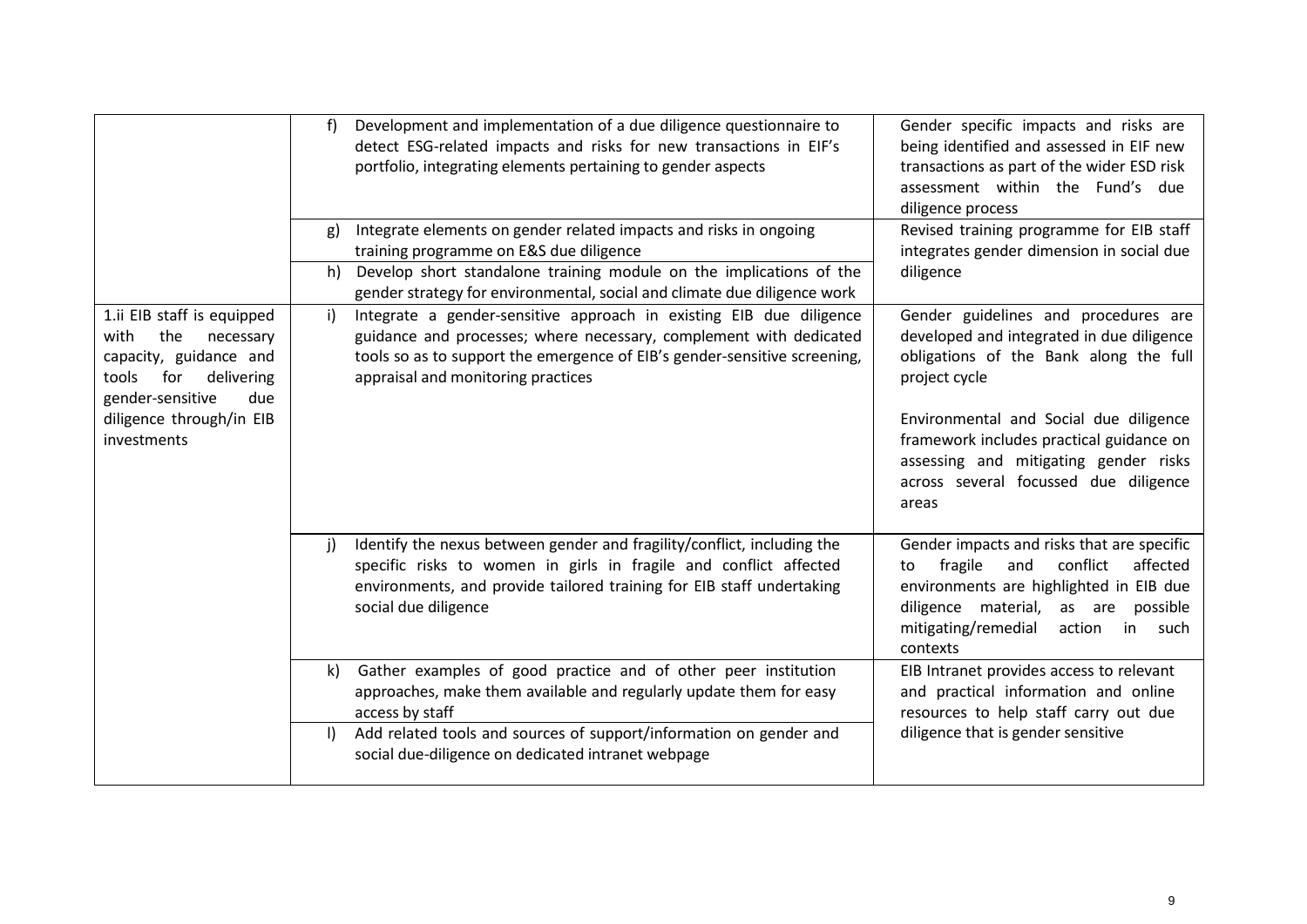| | | |
|---|---|---|
| | f) Development and implementation of a due diligence questionnaire to detect ESG-related impacts and risks for new transactions in EIF's portfolio, integrating elements pertaining to gender aspects | Gender specific impacts and risks are being identified and assessed in EIF new transactions as part of the wider ESD risk assessment within the Fund's due diligence process |
| | g) Integrate elements on gender related impacts and risks in ongoing training programme on E&S due diligence | Revised training programme for EIB staff integrates gender dimension in social due diligence |
| | h) Develop short standalone training module on the implications of the gender strategy for environmental, social and climate due diligence work | |
| 1.ii EIB staff is equipped with the necessary capacity, guidance and tools for delivering gender-sensitive due diligence through/in EIB investments | i) Integrate a gender-sensitive approach in existing EIB due diligence guidance and processes; where necessary, complement with dedicated tools so as to support the emergence of EIB's gender-sensitive screening, appraisal and monitoring practices | Gender guidelines and procedures are developed and integrated in due diligence obligations of the Bank along the full project cycle<br><br>Environmental and Social due diligence framework includes practical guidance on assessing and mitigating gender risks across several focussed due diligence areas |
| | j) Identify the nexus between gender and fragility/conflict, including the specific risks to women in girls in fragile and conflict affected environments, and provide tailored training for EIB staff undertaking social due diligence | Gender impacts and risks that are specific to fragile and conflict affected environments are highlighted in EIB due diligence material, as are possible mitigating/remedial action in such contexts |
| | k) Gather examples of good practice and of other peer institution approaches, make them available and regularly update them for easy access by staff | EIB Intranet provides access to relevant and practical information and online resources to help staff carry out due diligence that is gender sensitive |
| | l) Add related tools and sources of support/information on gender and social due-diligence on dedicated intranet webpage | |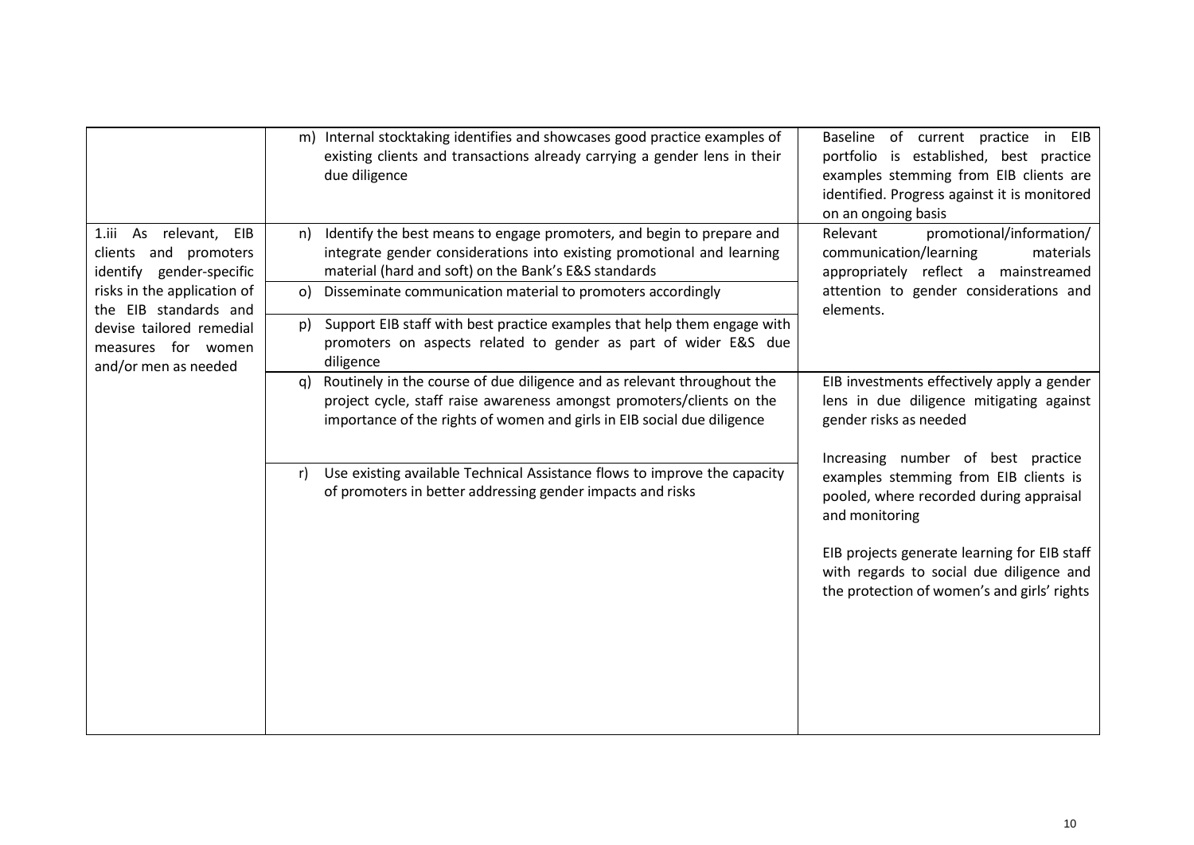| | | |
|---|---|---|
| | m) Internal stocktaking identifies and showcases good practice examples of existing clients and transactions already carrying a gender lens in their due diligence | Baseline of current practice in EIB portfolio is established, best practice examples stemming from EIB clients are identified. Progress against it is monitored on an ongoing basis |
| 1.iii As relevant, EIB clients and promoters identify gender-specific risks in the application of the EIB standards and devise tailored remedial measures for women and/or men as needed | n) Identify the best means to engage promoters, and begin to prepare and integrate gender considerations into existing promotional and learning material (hard and soft) on the Bank's E&S standards<br>o) Disseminate communication material to promoters accordingly<br>p) Support EIB staff with best practice examples that help them engage with promoters on aspects related to gender as part of wider E&S due diligence | Relevant promotional/information/ communication/learning materials appropriately reflect a mainstreamed attention to gender considerations and elements. |
| | q) Routinely in the course of due diligence and as relevant throughout the project cycle, staff raise awareness amongst promoters/clients on the importance of the rights of women and girls in EIB social due diligence<br>r) Use existing available Technical Assistance flows to improve the capacity of promoters in better addressing gender impacts and risks | EIB investments effectively apply a gender lens in due diligence mitigating against gender risks as needed<br><br>Increasing number of best practice examples stemming from EIB clients is pooled, where recorded during appraisal and monitoring<br><br>EIB projects generate learning for EIB staff with regards to social due diligence and the protection of women's and girls' rights |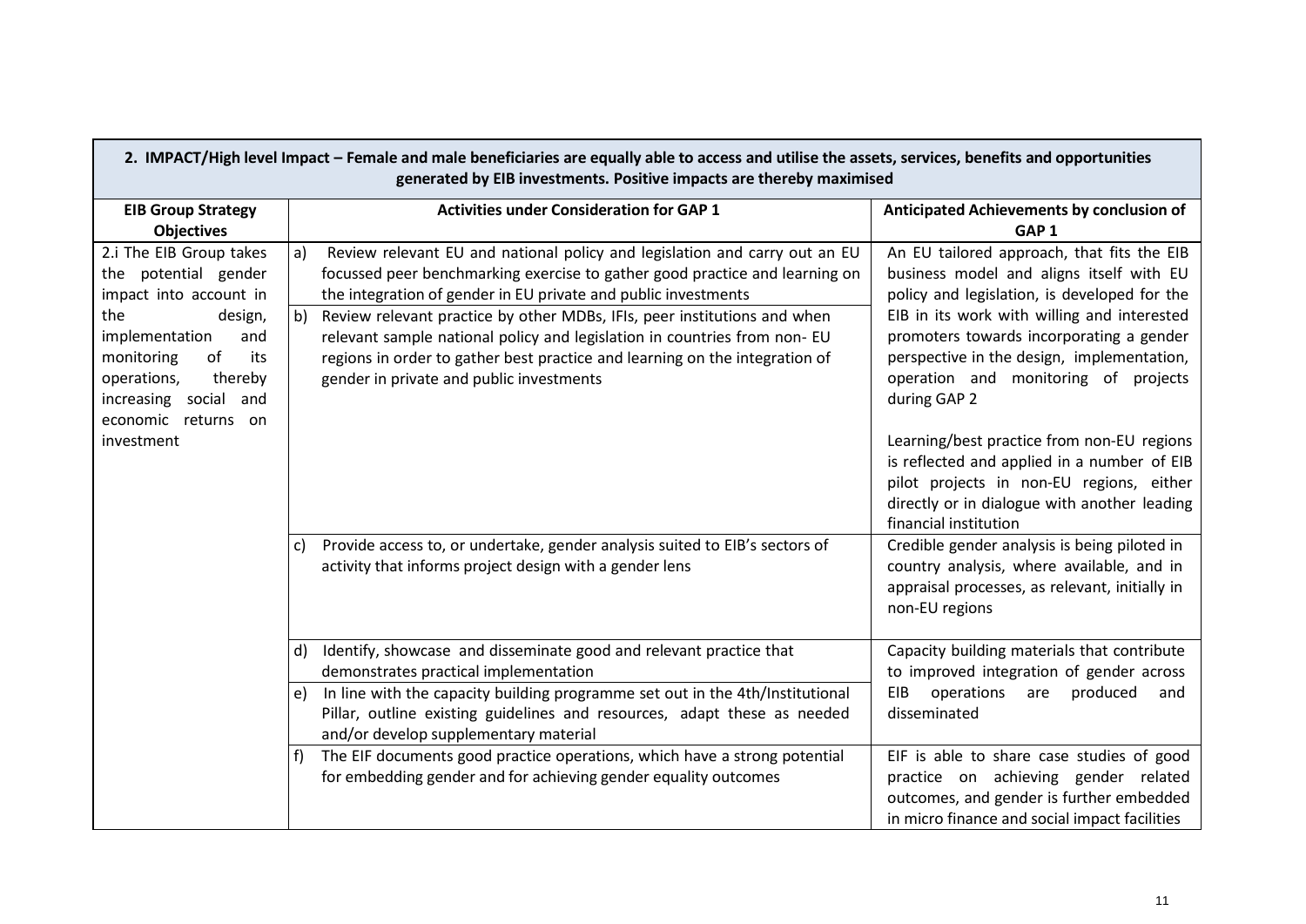| 2. IMPACT/High level Impact – Female and male beneficiaries are equally able to access and utilise the assets, services, benefits and opportunities generated by EIB investments. Positive impacts are thereby maximised | | |
|---|---|---|
| **EIB Group Strategy Objectives** | **Activities under Consideration for GAP 1** | **Anticipated Achievements by conclusion of GAP 1** |
| 2.i The EIB Group takes the potential gender impact into account in the design, implementation and monitoring of its operations, thereby increasing social and economic returns on investment | a) Review relevant EU and national policy and legislation and carry out an EU focussed peer benchmarking exercise to gather good practice and learning on the integration of gender in EU private and public investments<br><br>b) Review relevant practice by other MDBs, IFIs, peer institutions and when relevant sample national policy and legislation in countries from non- EU regions in order to gather best practice and learning on the integration of gender in private and public investments | An EU tailored approach, that fits the EIB business model and aligns itself with EU policy and legislation, is developed for the EIB in its work with willing and interested promoters towards incorporating a gender perspective in the design, implementation, operation and monitoring of projects during GAP 2<br><br>Learning/best practice from non-EU regions is reflected and applied in a number of EIB pilot projects in non-EU regions, either directly or in dialogue with another leading financial institution |
| | c) Provide access to, or undertake, gender analysis suited to EIB's sectors of activity that informs project design with a gender lens | Credible gender analysis is being piloted in country analysis, where available, and in appraisal processes, as relevant, initially in non-EU regions |
| | d) Identify, showcase and disseminate good and relevant practice that demonstrates practical implementation<br><br>e) In line with the capacity building programme set out in the 4th/Institutional Pillar, outline existing guidelines and resources, adapt these as needed and/or develop supplementary material | Capacity building materials that contribute to improved integration of gender across EIB operations are produced and disseminated |
| | f) The EIF documents good practice operations, which have a strong potential for embedding gender and for achieving gender equality outcomes | EIF is able to share case studies of good practice on achieving gender related outcomes, and gender is further embedded in micro finance and social impact facilities |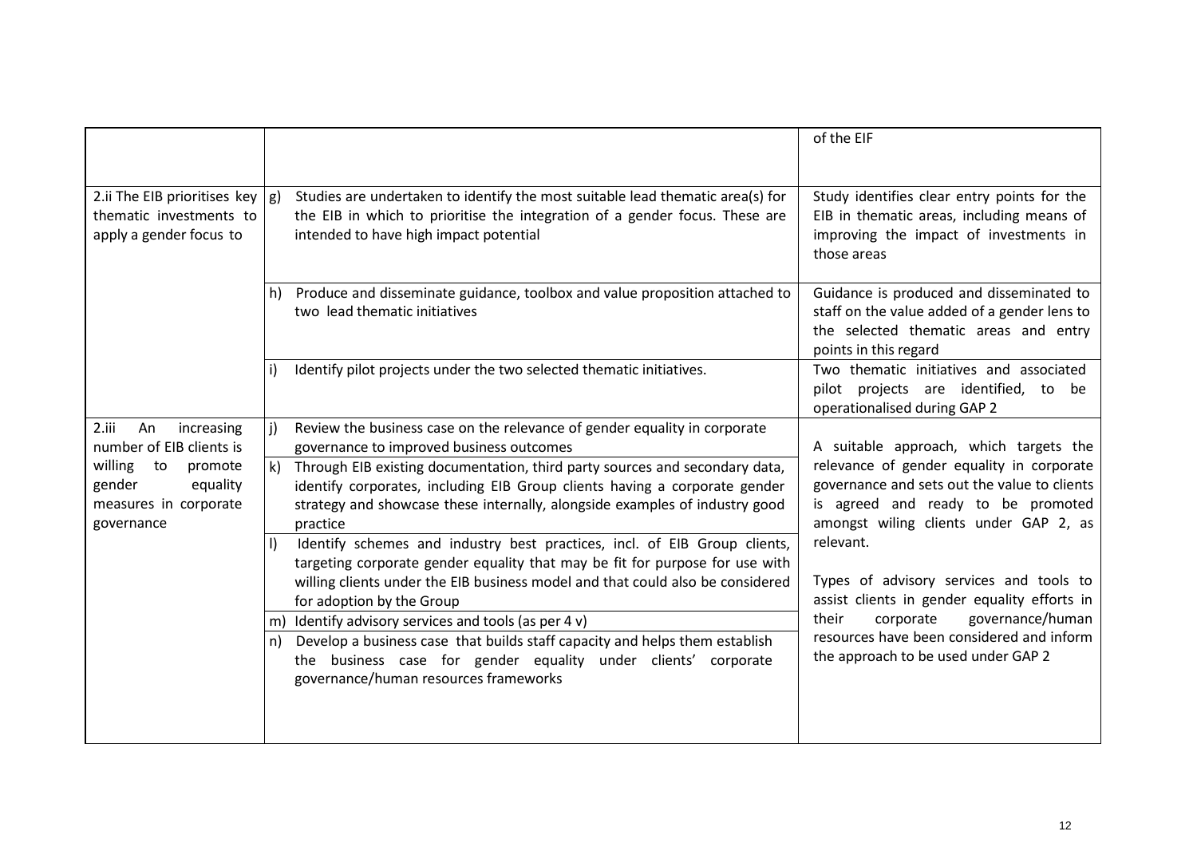| | | |
|---|---|---|
| | | of the EIF |
| 2.ii The EIB prioritises key thematic investments to apply a gender focus to | g) Studies are undertaken to identify the most suitable lead thematic area(s) for the EIB in which to prioritise the integration of a gender focus. These are intended to have high impact potential | Study identifies clear entry points for the EIB in thematic areas, including means of improving the impact of investments in those areas |
| | h) Produce and disseminate guidance, toolbox and value proposition attached to two lead thematic initiatives | Guidance is produced and disseminated to staff on the value added of a gender lens to the selected thematic areas and entry points in this regard |
| | i) Identify pilot projects under the two selected thematic initiatives. | Two thematic initiatives and associated pilot projects are identified, to be operationalised during GAP 2 |
| 2.iii An increasing number of EIB clients is willing to promote gender equality measures in corporate governance | j) Review the business case on the relevance of gender equality in corporate governance to improved business outcomes | A suitable approach, which targets the relevance of gender equality in corporate governance and sets out the value to clients is agreed and ready to be promoted amongst wiling clients under GAP 2, as relevant.<br><br>Types of advisory services and tools to assist clients in gender equality efforts in their corporate governance/human resources have been considered and inform the approach to be used under GAP 2 |
| | k) Through EIB existing documentation, third party sources and secondary data, identify corporates, including EIB Group clients having a corporate gender strategy and showcase these internally, alongside examples of industry good practice | |
| | l) Identify schemes and industry best practices, incl. of EIB Group clients, targeting corporate gender equality that may be fit for purpose for use with willing clients under the EIB business model and that could also be considered for adoption by the Group | |
| | m) Identify advisory services and tools (as per 4 v) | |
| | n) Develop a business case that builds staff capacity and helps them establish the business case for gender equality under clients' corporate governance/human resources frameworks | |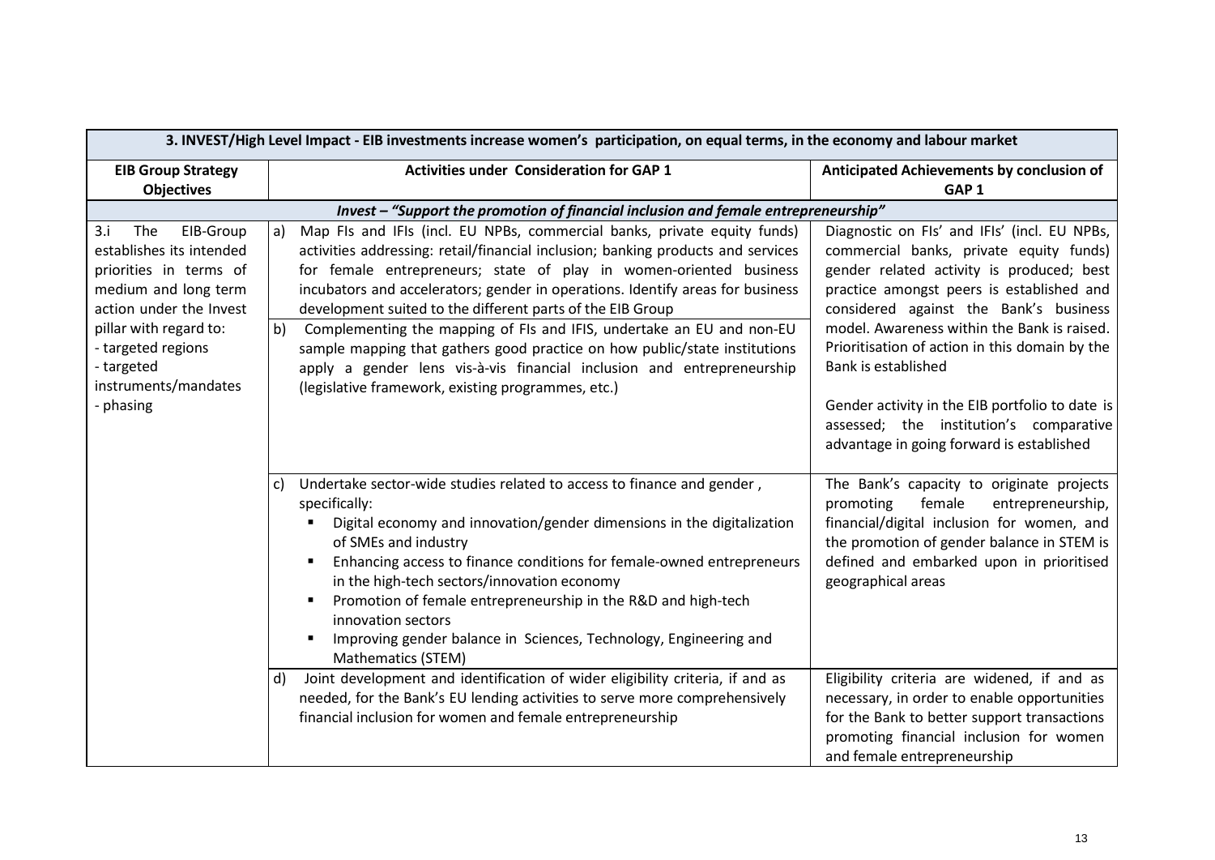| 3. INVEST/High Level Impact - EIB investments increase women's participation, on equal terms, in the economy and labour market | | |
|---|---|---|
| **EIB Group Strategy Objectives** | **Activities under Consideration for GAP 1** | **Anticipated Achievements by conclusion of GAP 1** |
| | ***Invest – "Support the promotion of financial inclusion and female entrepreneurship"*** | |
| 3.i The EIB-Group establishes its intended priorities in terms of medium and long term action under the Invest pillar with regard to:<br>- targeted regions<br>- targeted instruments/mandates<br>- phasing | a) Map FIs and IFIs (incl. EU NPBs, commercial banks, private equity funds) activities addressing: retail/financial inclusion; banking products and services for female entrepreneurs; state of play in women-oriented business incubators and accelerators; gender in operations. Identify areas for business development suited to the different parts of the EIB Group<br><br>b) Complementing the mapping of FIs and IFIS, undertake an EU and non-EU sample mapping that gathers good practice on how public/state institutions apply a gender lens vis-à-vis financial inclusion and entrepreneurship (legislative framework, existing programmes, etc.) | Diagnostic on FIs' and IFIs' (incl. EU NPBs, commercial banks, private equity funds) gender related activity is produced; best practice amongst peers is established and considered against the Bank's business model. Awareness within the Bank is raised. Prioritisation of action in this domain by the Bank is established<br><br>Gender activity in the EIB portfolio to date is assessed; the institution's comparative advantage in going forward is established |
| | c) Undertake sector-wide studies related to access to finance and gender , specifically:<br>▪ Digital economy and innovation/gender dimensions in the digitalization of SMEs and industry<br>▪ Enhancing access to finance conditions for female-owned entrepreneurs in the high-tech sectors/innovation economy<br>▪ Promotion of female entrepreneurship in the R&D and high-tech innovation sectors<br>▪ Improving gender balance in Sciences, Technology, Engineering and Mathematics (STEM) | The Bank's capacity to originate projects promoting female entrepreneurship, financial/digital inclusion for women, and the promotion of gender balance in STEM is defined and embarked upon in prioritised geographical areas |
| | d) Joint development and identification of wider eligibility criteria, if and as needed, for the Bank's EU lending activities to serve more comprehensively financial inclusion for women and female entrepreneurship | Eligibility criteria are widened, if and as necessary, in order to enable opportunities for the Bank to better support transactions promoting financial inclusion for women and female entrepreneurship |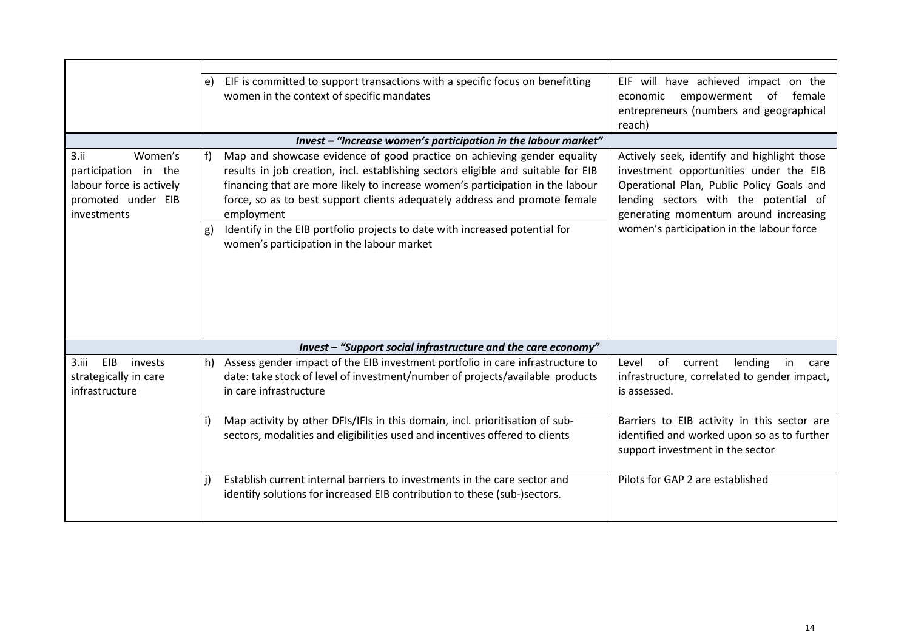| | | |
|---|---|---|
| | e) EIF is committed to support transactions with a specific focus on benefitting women in the context of specific mandates | EIF will have achieved impact on the economic empowerment of female entrepreneurs (numbers and geographical reach) |
| | ***Invest – "Increase women's participation in the labour market"*** | |
| 3.ii Women's participation in the labour force is actively promoted under EIB investments | f) Map and showcase evidence of good practice on achieving gender equality results in job creation, incl. establishing sectors eligible and suitable for EIB financing that are more likely to increase women's participation in the labour force, so as to best support clients adequately address and promote female employment | Actively seek, identify and highlight those investment opportunities under the EIB Operational Plan, Public Policy Goals and lending sectors with the potential of generating momentum around increasing women's participation in the labour force |
| | g) Identify in the EIB portfolio projects to date with increased potential for women's participation in the labour market | |
| | ***Invest – "Support social infrastructure and the care economy"*** | |
| 3.iii EIB invests strategically in care infrastructure | h) Assess gender impact of the EIB investment portfolio in care infrastructure to date: take stock of level of investment/number of projects/available products in care infrastructure | Level of current lending in care infrastructure, correlated to gender impact, is assessed. |
| | i) Map activity by other DFIs/IFIs in this domain, incl. prioritisation of sub-sectors, modalities and eligibilities used and incentives offered to clients | Barriers to EIB activity in this sector are identified and worked upon so as to further support investment in the sector |
| | j) Establish current internal barriers to investments in the care sector and identify solutions for increased EIB contribution to these (sub-)sectors. | Pilots for GAP 2 are established |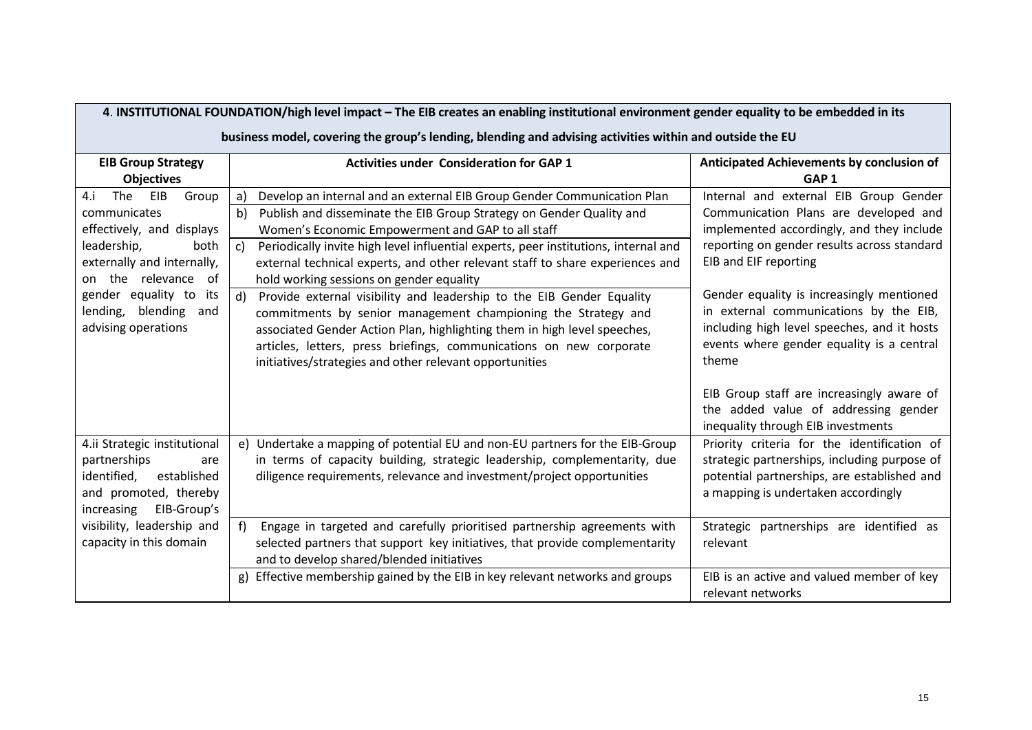| **4. INSTITUTIONAL FOUNDATION/high level impact – The EIB creates an enabling institutional environment gender equality to be embedded in its business model, covering the group's lending, blending and advising activities within and outside the EU** | | |
|---|---|---|
| **EIB Group Strategy Objectives** | **Activities under Consideration for GAP 1** | **Anticipated Achievements by conclusion of GAP 1** |
| 4.i The EIB Group communicates effectively, and displays leadership, both externally and internally, on the relevance of gender equality to its lending, blending and advising operations | a) Develop an internal and an external EIB Group Gender Communication Plan<br>b) Publish and disseminate the EIB Group Strategy on Gender Quality and Women's Economic Empowerment and GAP to all staff<br>c) Periodically invite high level influential experts, peer institutions, internal and external technical experts, and other relevant staff to share experiences and hold working sessions on gender equality | Internal and external EIB Group Gender Communication Plans are developed and implemented accordingly, and they include reporting on gender results across standard EIB and EIF reporting |
| | d) Provide external visibility and leadership to the EIB Gender Equality commitments by senior management championing the Strategy and associated Gender Action Plan, highlighting them in high level speeches, articles, letters, press briefings, communications on new corporate initiatives/strategies and other relevant opportunities | Gender equality is increasingly mentioned in external communications by the EIB, including high level speeches, and it hosts events where gender equality is a central theme<br><br>EIB Group staff are increasingly aware of the added value of addressing gender inequality through EIB investments |
| 4.ii Strategic institutional partnerships are identified, established and promoted, thereby increasing EIB-Group's visibility, leadership and capacity in this domain | e) Undertake a mapping of potential EU and non-EU partners for the EIB-Group in terms of capacity building, strategic leadership, complementarity, due diligence requirements, relevance and investment/project opportunities | Priority criteria for the identification of strategic partnerships, including purpose of potential partnerships, are established and a mapping is undertaken accordingly |
| | f) Engage in targeted and carefully prioritised partnership agreements with selected partners that support key initiatives, that provide complementarity and to develop shared/blended initiatives | Strategic partnerships are identified as relevant |
| | g) Effective membership gained by the EIB in key relevant networks and groups | EIB is an active and valued member of key relevant networks |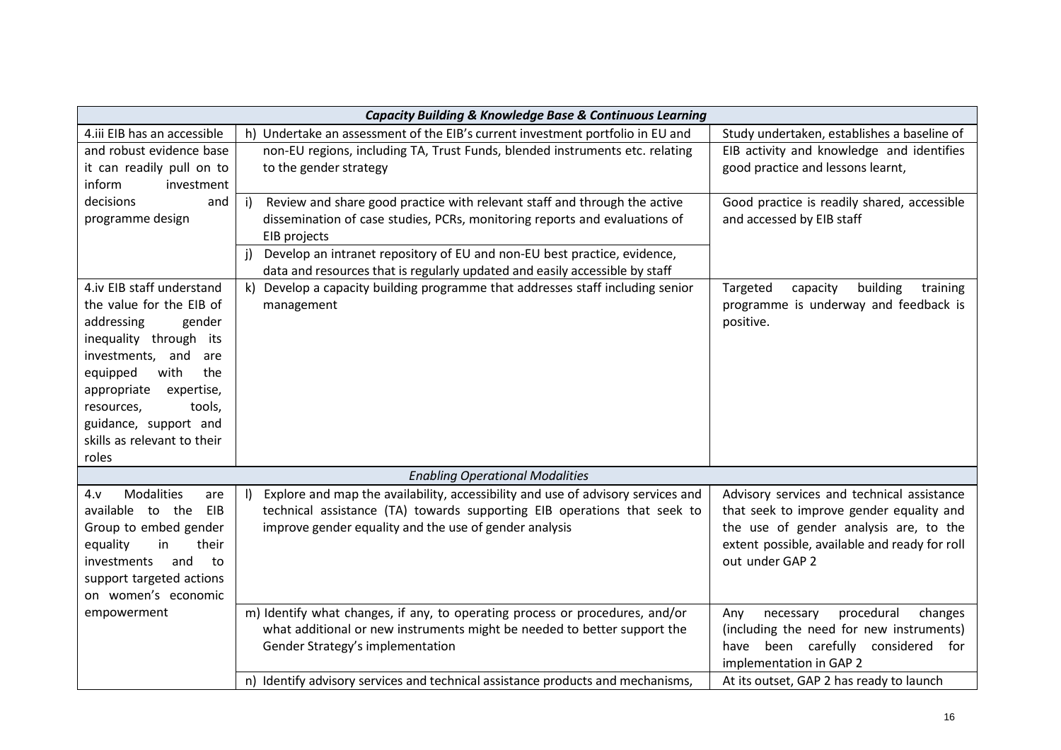| | | |
|---|---|---|
| ***Capacity Building & Knowledge Base & Continuous Learning*** | | |
| 4.iii EIB has an accessible and robust evidence base it can readily pull on to inform investment decisions and programme design | h) Undertake an assessment of the EIB's current investment portfolio in EU and non-EU regions, including TA, Trust Funds, blended instruments etc. relating to the gender strategy | Study undertaken, establishes a baseline of EIB activity and knowledge and identifies good practice and lessons learnt, |
| | i) Review and share good practice with relevant staff and through the active dissemination of case studies, PCRs, monitoring reports and evaluations of EIB projects | Good practice is readily shared, accessible and accessed by EIB staff |
| | j) Develop an intranet repository of EU and non-EU best practice, evidence, data and resources that is regularly updated and easily accessible by staff | |
| 4.iv EIB staff understand the value for the EIB of addressing gender inequality through its investments, and are equipped with the appropriate expertise, resources, tools, guidance, support and skills as relevant to their roles | k) Develop a capacity building programme that addresses staff including senior management | Targeted capacity building training programme is underway and feedback is positive. |
| *Enabling Operational Modalities* | | |
| 4.v Modalities are available to the EIB Group to embed gender equality in their investments and to support targeted actions on women's economic empowerment | l) Explore and map the availability, accessibility and use of advisory services and technical assistance (TA) towards supporting EIB operations that seek to improve gender equality and the use of gender analysis | Advisory services and technical assistance that seek to improve gender equality and the use of gender analysis are, to the extent possible, available and ready for roll out under GAP 2 |
| | m) Identify what changes, if any, to operating process or procedures, and/or what additional or new instruments might be needed to better support the Gender Strategy's implementation | Any necessary procedural changes (including the need for new instruments) have been carefully considered for implementation in GAP 2 |
| | n) Identify advisory services and technical assistance products and mechanisms, | At its outset, GAP 2 has ready to launch |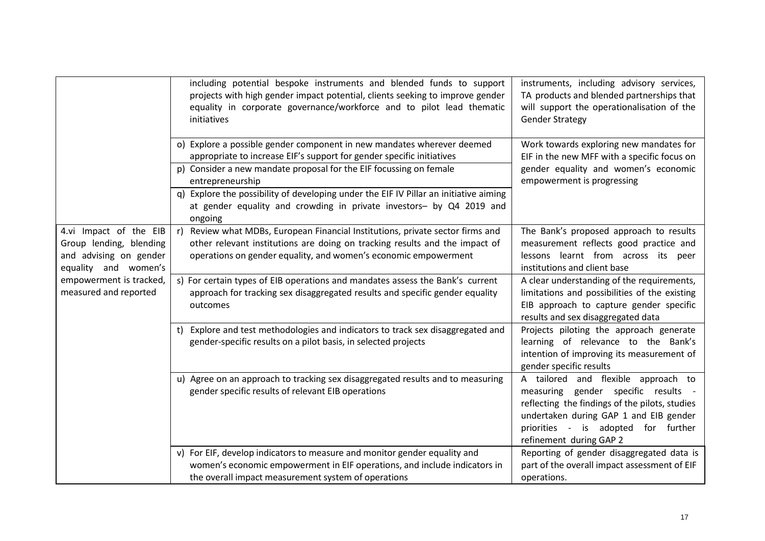| | | |
|---|---|---|
| | including potential bespoke instruments and blended funds to support projects with high gender impact potential, clients seeking to improve gender equality in corporate governance/workforce and to pilot lead thematic initiatives | instruments, including advisory services, TA products and blended partnerships that will support the operationalisation of the Gender Strategy |
| | o) Explore a possible gender component in new mandates wherever deemed appropriate to increase EIF's support for gender specific initiatives<br>p) Consider a new mandate proposal for the EIF focussing on female entrepreneurship<br>q) Explore the possibility of developing under the EIF IV Pillar an initiative aiming at gender equality and crowding in private investors– by Q4 2019 and ongoing | Work towards exploring new mandates for EIF in the new MFF with a specific focus on gender equality and women's economic empowerment is progressing |
| 4.vi Impact of the EIB Group lending, blending and advising on gender equality and women's empowerment is tracked, measured and reported | r) Review what MDBs, European Financial Institutions, private sector firms and other relevant institutions are doing on tracking results and the impact of operations on gender equality, and women's economic empowerment | The Bank's proposed approach to results measurement reflects good practice and lessons learnt from across its peer institutions and client base |
| | s) For certain types of EIB operations and mandates assess the Bank's current approach for tracking sex disaggregated results and specific gender equality outcomes | A clear understanding of the requirements, limitations and possibilities of the existing EIB approach to capture gender specific results and sex disaggregated data |
| | t) Explore and test methodologies and indicators to track sex disaggregated and gender-specific results on a pilot basis, in selected projects | Projects piloting the approach generate learning of relevance to the Bank's intention of improving its measurement of gender specific results |
| | u) Agree on an approach to tracking sex disaggregated results and to measuring gender specific results of relevant EIB operations | A tailored and flexible approach to measuring gender specific results - reflecting the findings of the pilots, studies undertaken during GAP 1 and EIB gender priorities - is adopted for further refinement during GAP 2 |
| | v) For EIF, develop indicators to measure and monitor gender equality and women's economic empowerment in EIF operations, and include indicators in the overall impact measurement system of operations | Reporting of gender disaggregated data is part of the overall impact assessment of EIF operations. |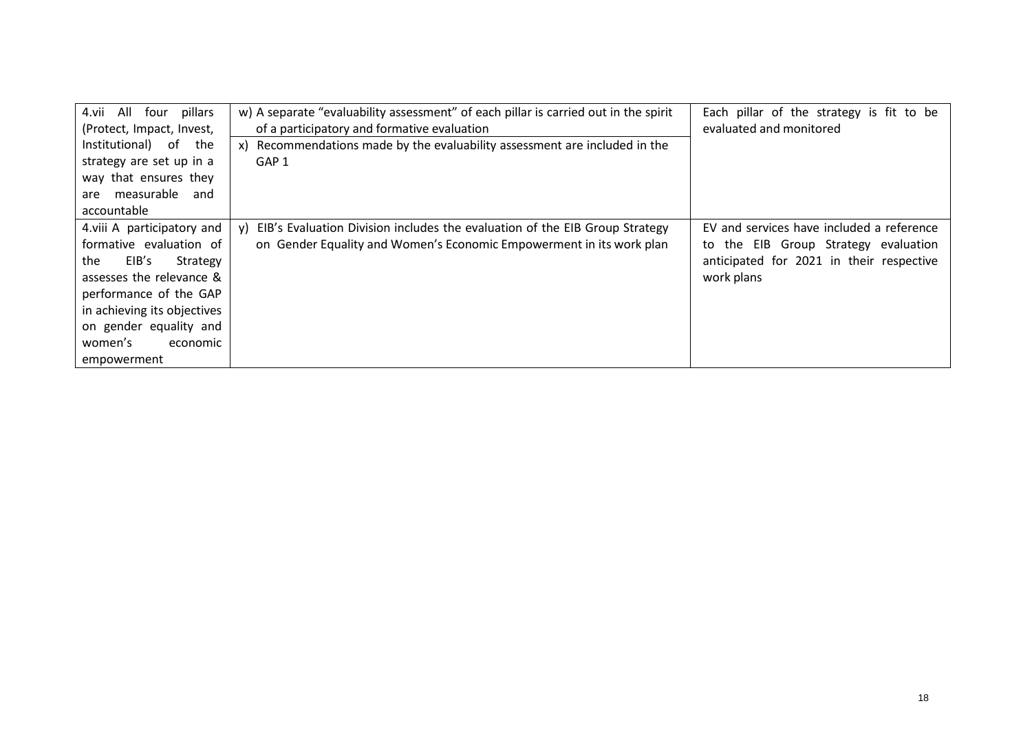| | | |
|---|---|---|
| 4.vii All four pillars (Protect, Impact, Invest, Institutional) of the strategy are set up in a way that ensures they are measurable and accountable | w) A separate "evaluability assessment" of each pillar is carried out in the spirit of a participatory and formative evaluation<br>x) Recommendations made by the evaluability assessment are included in the GAP 1 | Each pillar of the strategy is fit to be evaluated and monitored |
| 4.viii A participatory and formative evaluation of the EIB's Strategy assesses the relevance & performance of the GAP in achieving its objectives on gender equality and women's economic empowerment | y) EIB's Evaluation Division includes the evaluation of the EIB Group Strategy on Gender Equality and Women's Economic Empowerment in its work plan | EV and services have included a reference to the EIB Group Strategy evaluation anticipated for 2021 in their respective work plans |